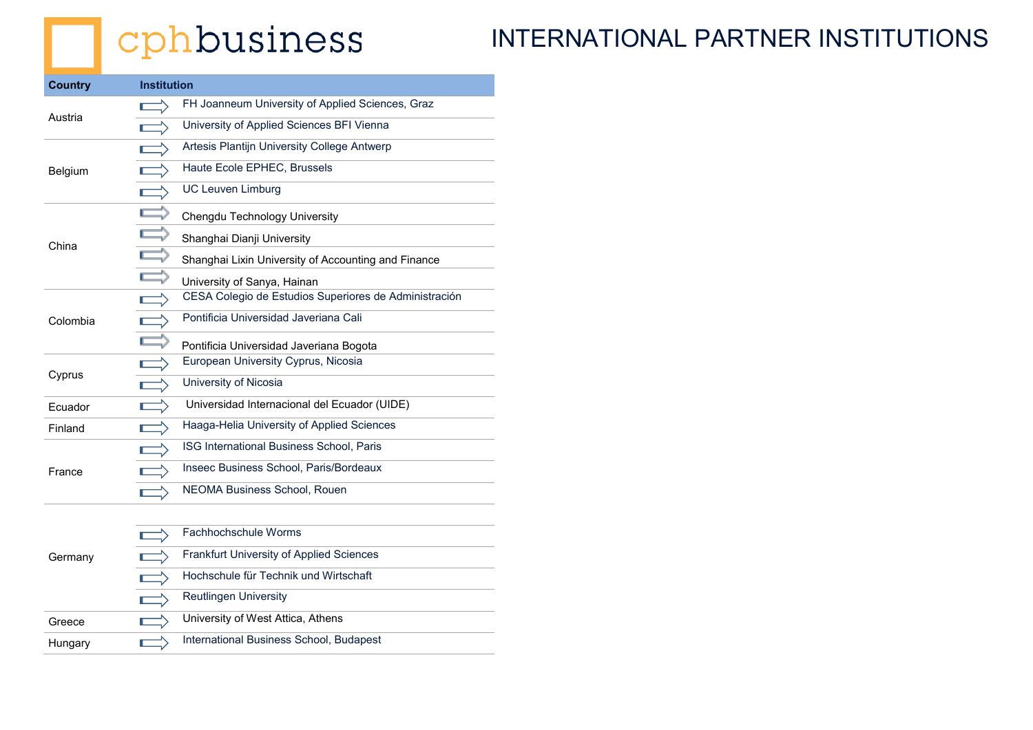cphbusiness

# INTERNATIONAL PARTNER INSTITUTIONS

| Country | Institution |
|---|---|
| Austria | FH Joanneum University of Applied Sciences, Graz |
| | University of Applied Sciences BFI Vienna |
| Belgium | Artesis Plantijn University College Antwerp |
| | Haute Ecole EPHEC, Brussels |
| | UC Leuven Limburg |
| China | Chengdu Technology University |
| | Shanghai Dianji University |
| | Shanghai Lixin University of Accounting and Finance |
| | University of Sanya, Hainan |
| Colombia | CESA Colegio de Estudios Superiores de Administración |
| | Pontificia Universidad Javeriana Cali |
| | Pontificia Universidad Javeriana Bogota |
| Cyprus | European University Cyprus, Nicosia |
| | University of Nicosia |
| Ecuador | Universidad Internacional del Ecuador (UIDE) |
| Finland | Haaga-Helia University of Applied Sciences |
| France | ISG International Business School, Paris |
| | Inseec Business School, Paris/Bordeaux |
| | NEOMA Business School, Rouen |
| Germany | |
| | Fachhochschule Worms |
| | Frankfurt University of Applied Sciences |
| | Hochschule für Technik und Wirtschaft |
| | Reutlingen University |
| Greece | University of West Attica, Athens |
| Hungary | International Business School, Budapest |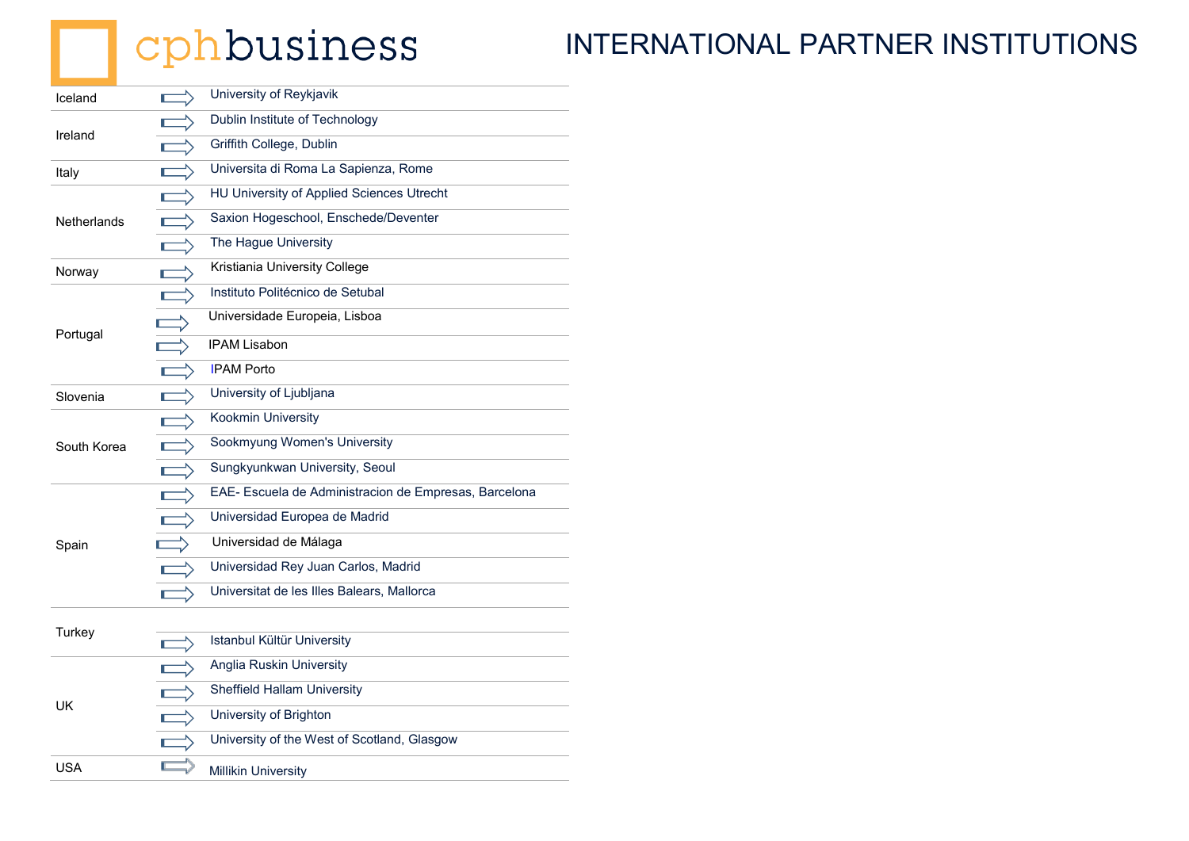cphbusiness

# INTERNATIONAL PARTNER INSTITUTIONS

| Country | Institution |
|---|---|
| Iceland | University of Reykjavik |
| Ireland | Dublin Institute of Technology |
| | Griffith College, Dublin |
| Italy | Universita di Roma La Sapienza, Rome |
| Netherlands | HU University of Applied Sciences Utrecht |
| | Saxion Hogeschool, Enschede/Deventer |
| | The Hague University |
| Norway | Kristiania University College |
| Portugal | Instituto Politécnico de Setubal |
| | Universidade Europeia, Lisboa |
| | IPAM Lisabon |
| | IPAM Porto |
| Slovenia | University of Ljubljana |
| South Korea | Kookmin University |
| | Sookmyung Women's University |
| | Sungkyunkwan University, Seoul |
| Spain | EAE- Escuela de Administracion de Empresas, Barcelona |
| | Universidad Europea de Madrid |
| | Universidad de Málaga |
| | Universidad Rey Juan Carlos, Madrid |
| | Universitat de les Illes Balears, Mallorca |
| Turkey | |
| | Istanbul Kültür University |
| UK | Anglia Ruskin University |
| | Sheffield Hallam University |
| | University of Brighton |
| | University of the West of Scotland, Glasgow |
| USA | Millikin University |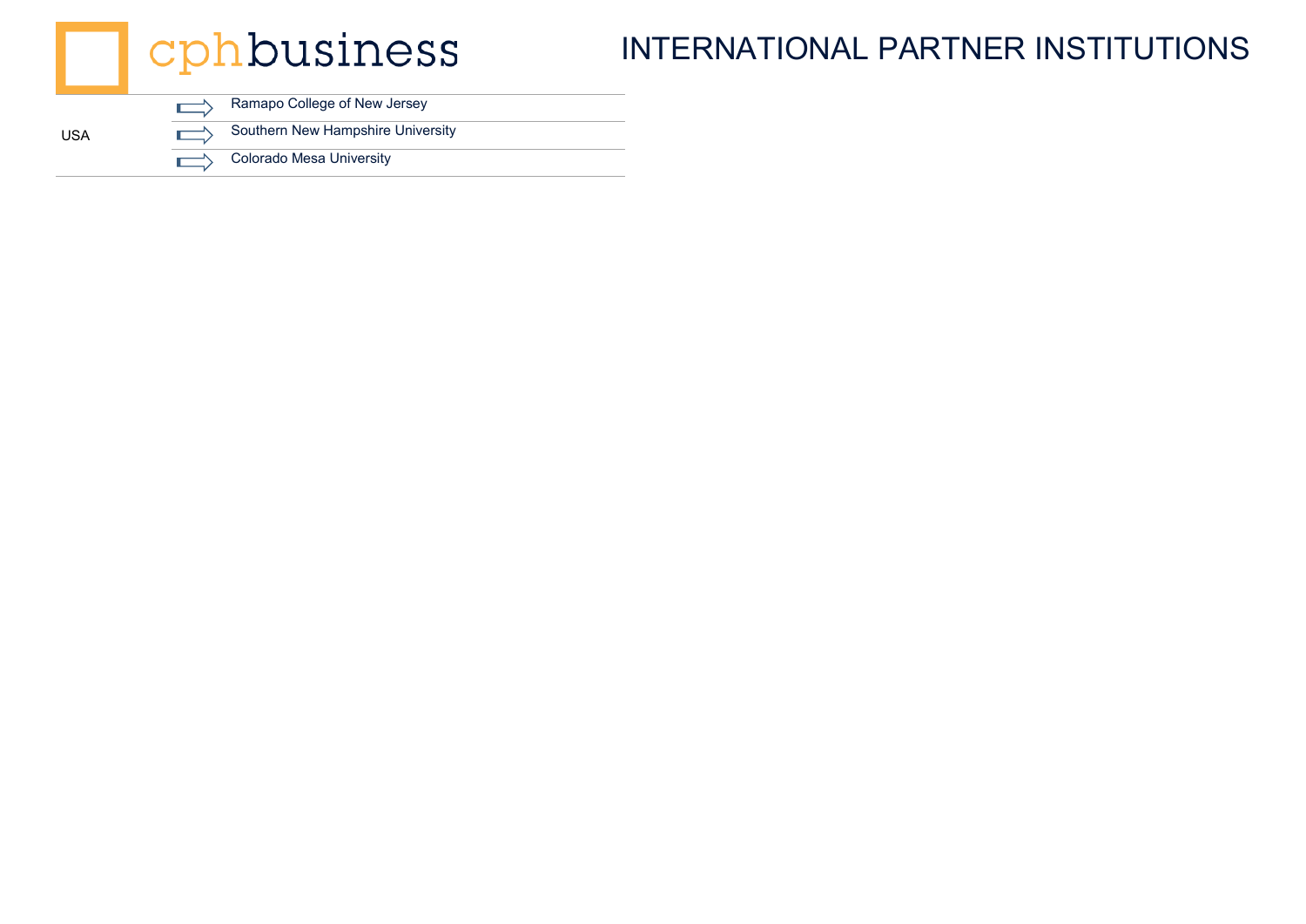cphbusiness

# INTERNATIONAL PARTNER INSTITUTIONS

| | |
|---|---|
| USA | Ramapo College of New Jersey |
| | Southern New Hampshire University |
| | Colorado Mesa University |